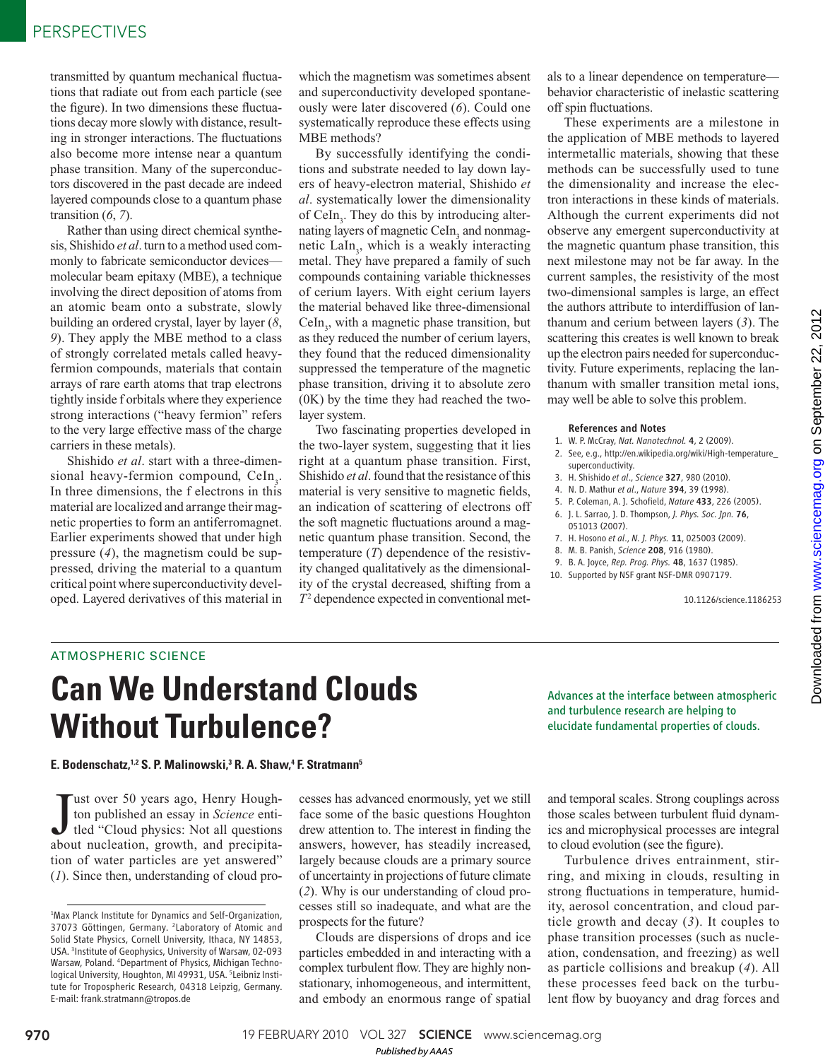transmitted by quantum mechanical fluctuations that radiate out from each particle (see the figure). In two dimensions these fluctuations decay more slowly with distance, resulting in stronger interactions. The fluctuations also become more intense near a quantum phase transition. Many of the superconductors discovered in the past decade are indeed layered compounds close to a quantum phase transition (*6*, *7*).

Rather than using direct chemical synthesis, Shishido *et al*. turn to a method used commonly to fabricate semiconductor devices—molecular beam epitaxy (MBE), a technique involving the direct deposition of atoms from an atomic beam onto a substrate, slowly building an ordered crystal, layer by layer (*8*, *9*). They apply the MBE method to a class of strongly correlated metals called heavy-fermion compounds, materials that contain arrays of rare earth atoms that trap electrons tightly inside f orbitals where they experience strong interactions ("heavy fermion" refers to the very large effective mass of the charge carriers in these metals).

Shishido *et al*. start with a three-dimensional heavy-fermion compound, $CeIn_3$. In three dimensions, the f electrons in this material are localized and arrange their magnetic properties to form an antiferromagnet. Earlier experiments showed that under high pressure (*4*), the magnetism could be suppressed, driving the material to a quantum critical point where superconductivity developed. Layered derivatives of this material in which the magnetism was sometimes absent and superconductivity developed spontaneously were later discovered (*6*). Could one systematically reproduce these effects using MBE methods?

By successfully identifying the conditions and substrate needed to lay down layers of heavy-electron material, Shishido *et al*. systematically lower the dimensionality of $CeIn_3$. They do this by introducing alternating layers of magnetic $CeIn_3$ and nonmagnetic $LaIn_3$, which is a weakly interacting metal. They have prepared a family of such compounds containing variable thicknesses of cerium layers. With eight cerium layers the material behaved like three-dimensional $CeIn_3$, with a magnetic phase transition, but as they reduced the number of cerium layers, they found that the reduced dimensionality suppressed the temperature of the magnetic phase transition, driving it to absolute zero (0K) by the time they had reached the two-layer system.

Two fascinating properties developed in the two-layer system, suggesting that it lies right at a quantum phase transition. First, Shishido *et al*. found that the resistance of this material is very sensitive to magnetic fields, an indication of scattering of electrons off the soft magnetic fluctuations around a magnetic quantum phase transition. Second, the temperature ($T$) dependence of the resistivity changed qualitatively as the dimensionality of the crystal decreased, shifting from a $T^2$ dependence expected in conventional metals to a linear dependence on temperature—behavior characteristic of inelastic scattering off spin fluctuations.

These experiments are a milestone in the application of MBE methods to layered intermetallic materials, showing that these methods can be successfully used to tune the dimensionality and increase the electron interactions in these kinds of materials. Although the current experiments did not observe any emergent superconductivity at the magnetic quantum phase transition, this next milestone may not be far away. In the current samples, the resistivity of the most two-dimensional samples is large, an effect the authors attribute to interdiffusion of lanthanum and cerium between layers (*3*). The scattering this creates is well known to break up the electron pairs needed for superconductivity. Future experiments, replacing the lanthanum with smaller transition metal ions, may well be able to solve this problem.

### References and Notes

1. W. P. McCray, *Nat. Nanotechnol.* **4**, 2 (2009).
2. See, e.g., http://en.wikipedia.org/wiki/High-temperature_superconductivity.
3. H. Shishido *et al*., *Science* **327**, 980 (2010).
4. N. D. Mathur *et al*., *Nature* **394**, 39 (1998).
5. P. Coleman, A. J. Schofield, *Nature* **433**, 226 (2005).
6. J. L. Sarrao, J. D. Thompson, *J. Phys. Soc. Jpn.* **76**, 051013 (2007).
7. H. Hosono *et al*., *N. J. Phys.* **11**, 025003 (2009).
8. M. B. Panish, *Science* **208**, 916 (1980).
9. B. A. Joyce, *Rep. Prog. Phys.* **48**, 1637 (1985).
10. Supported by NSF grant NSF-DMR 0907179.

10.1126/science.1186253

ATMOSPHERIC SCIENCE

# Can We Understand Clouds Without Turbulence?

Advances at the interface between atmospheric and turbulence research are helping to elucidate fundamental properties of clouds.

**E. Bodenschatz,[1,2] S. P. Malinowski,[3] R. A. Shaw,[4] F. Stratmann[5]**

Just over 50 years ago, Henry Houghton published an essay in *Science* entitled "Cloud physics: Not all questions about nucleation, growth, and precipitation of water particles are yet answered" (*1*). Since then, understanding of cloud processes has advanced enormously, yet we still face some of the basic questions Houghton drew attention to. The interest in finding the answers, however, has steadily increased, largely because clouds are a primary source of uncertainty in projections of future climate (*2*). Why is our understanding of cloud processes still so inadequate, and what are the prospects for the future?

Clouds are dispersions of drops and ice particles embedded in and interacting with a complex turbulent flow. They are highly nonstationary, inhomogeneous, and intermittent, and embody an enormous range of spatial and temporal scales. Strong couplings across those scales between turbulent fluid dynamics and microphysical processes are integral to cloud evolution (see the figure).

Turbulence drives entrainment, stirring, and mixing in clouds, resulting in strong fluctuations in temperature, humidity, aerosol concentration, and cloud particle growth and decay (*3*). It couples to phase transition processes (such as nucleation, condensation, and freezing) as well as particle collisions and breakup (*4*). All these processes feed back on the turbulent flow by buoyancy and drag forces and

[1]Max Planck Institute for Dynamics and Self-Organization, 37073 Göttingen, Germany. [2]Laboratory of Atomic and Solid State Physics, Cornell University, Ithaca, NY 14853, USA. [3]Institute of Geophysics, University of Warsaw, 02-093 Warsaw, Poland. [4]Department of Physics, Michigan Technological University, Houghton, MI 49931, USA. [5]Leibniz Institute for Tropospheric Research, 04318 Leipzig, Germany. E-mail: frank.stratmann@tropos.de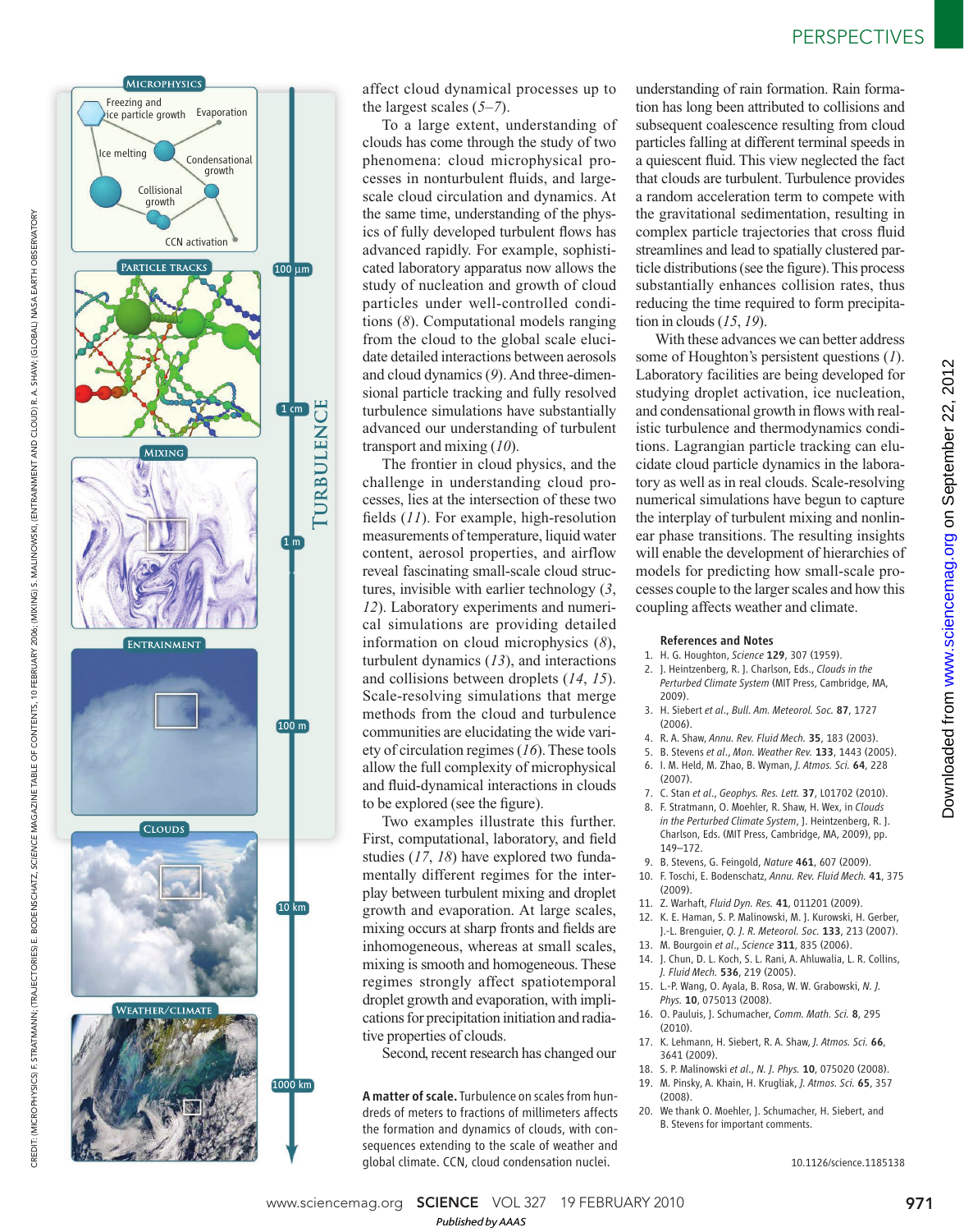affect cloud dynamical processes up to the largest scales (5–7).

To a large extent, understanding of clouds has come through the study of two phenomena: cloud microphysical processes in nonturbulent fluids, and large-scale cloud circulation and dynamics. At the same time, understanding of the physics of fully developed turbulent flows has advanced rapidly. For example, sophisticated laboratory apparatus now allows the study of nucleation and growth of cloud particles under well-controlled conditions (8). Computational models ranging from the cloud to the global scale elucidate detailed interactions between aerosols and cloud dynamics (9). And three-dimensional particle tracking and fully resolved turbulence simulations have substantially advanced our understanding of turbulent transport and mixing (10).

The frontier in cloud physics, and the challenge in understanding cloud processes, lies at the intersection of these two fields (11). For example, high-resolution measurements of temperature, liquid water content, aerosol properties, and airflow reveal fascinating small-scale cloud structures, invisible with earlier technology (3, 12). Laboratory experiments and numerical simulations are providing detailed information on cloud microphysics (8), turbulent dynamics (13), and interactions and collisions between droplets (14, 15). Scale-resolving simulations that merge methods from the cloud and turbulence communities are elucidating the wide variety of circulation regimes (16). These tools allow the full complexity of microphysical and fluid-dynamical interactions in clouds to be explored (see the figure).

Two examples illustrate this further. First, computational, laboratory, and field studies (17, 18) have explored two fundamentally different regimes for the interplay between turbulent mixing and droplet growth and evaporation. At large scales, mixing occurs at sharp fronts and fields are inhomogeneous, whereas at small scales, mixing is smooth and homogeneous. These regimes strongly affect spatiotemporal droplet growth and evaporation, with implications for precipitation initiation and radiative properties of clouds.

Second, recent research has changed our understanding of rain formation. Rain formation has long been attributed to collisions and subsequent coalescence resulting from cloud particles falling at different terminal speeds in a quiescent fluid. This view neglected the fact that clouds are turbulent. Turbulence provides a random acceleration term to compete with the gravitational sedimentation, resulting in complex particle trajectories that cross fluid streamlines and lead to spatially clustered particle distributions (see the figure). This process substantially enhances collision rates, thus reducing the time required to form precipitation in clouds (15, 19).

With these advances we can better address some of Houghton's persistent questions (1). Laboratory facilities are being developed for studying droplet activation, ice nucleation, and condensational growth in flows with realistic turbulence and thermodynamics conditions. Lagrangian particle tracking can elucidate cloud particle dynamics in the laboratory as well as in real clouds. Scale-resolving numerical simulations have begun to capture the interplay of turbulent mixing and nonlinear phase transitions. The resulting insights will enable the development of hierarchies of models for predicting how small-scale processes couple to the larger scales and how this coupling affects weather and climate.

Microphysics

Freezing and ice particle growth

Evaporation

Ice melting

Condensational growth

Collisional growth

CCN activation

Particle tracks

Mixing

Entrainment

Clouds

Weather/Climate

Turbulence

100 µm

1 cm

1 m

100 m

10 km

1000 km

**A matter of scale.** Turbulence on scales from hundreds of meters to fractions of millimeters affects the formation and dynamics of clouds, with consequences extending to the scale of weather and global climate. CCN, cloud condensation nuclei.

CREDIT: (MICROPHYSICS) F. STRATMANN; (TRAJECTORIES) E. BODENSCHATZ, SCIENCE MAGAZINE TABLE OF CONTENTS, 10 FEBRUARY 2006; (MIXING) S. MALINOWSKI; (ENTRAINMENT AND CLOUD) R. A. SHAW; (GLOBAL) NASA EARTH OBSERVATORY

### References and Notes

1. H. G. Houghton, *Science* **129**, 307 (1959).
2. J. Heintzenberg, R. J. Charlson, Eds., *Clouds in the Perturbed Climate System* (MIT Press, Cambridge, MA, 2009).
3. H. Siebert *et al.*, *Bull. Am. Meteorol. Soc.* **87**, 1727 (2006).
4. R. A. Shaw, *Annu. Rev. Fluid Mech.* **35**, 183 (2003).
5. B. Stevens *et al.*, *Mon. Weather Rev.* **133**, 1443 (2005).
6. I. M. Held, M. Zhao, B. Wyman, *J. Atmos. Sci.* **64**, 228 (2007).
7. C. Stan *et al.*, *Geophys. Res. Lett.* **37**, L01702 (2010).
8. F. Stratmann, O. Moehler, R. Shaw, H. Wex, in *Clouds in the Perturbed Climate System*, J. Heintzenberg, R. J. Charlson, Eds. (MIT Press, Cambridge, MA, 2009), pp. 149–172.
9. B. Stevens, G. Feingold, *Nature* **461**, 607 (2009).
10. F. Toschi, E. Bodenschatz, *Annu. Rev. Fluid Mech.* **41**, 375 (2009).
11. Z. Warhaft, *Fluid Dyn. Res.* **41**, 011201 (2009).
12. K. E. Haman, S. P. Malinowski, M. J. Kurowski, H. Gerber, J.-L. Brenguier, *Q. J. R. Meteorol. Soc.* **133**, 213 (2007).
13. M. Bourgoin *et al.*, *Science* **311**, 835 (2006).
14. J. Chun, D. L. Koch, S. L. Rani, A. Ahluwalia, L. R. Collins, *J. Fluid Mech.* **536**, 219 (2005).
15. L.-P. Wang, O. Ayala, B. Rosa, W. W. Grabowski, *N. J. Phys.* **10**, 075013 (2008).
16. O. Pauluis, J. Schumacher, *Comm. Math. Sci.* **8**, 295 (2010).
17. K. Lehmann, H. Siebert, R. A. Shaw, *J. Atmos. Sci.* **66**, 3641 (2009).
18. S. P. Malinowski *et al.*, *N. J. Phys.* **10**, 075020 (2008).
19. M. Pinsky, A. Khain, H. Krugliak, *J. Atmos. Sci.* **65**, 357 (2008).
20. We thank O. Moehler, J. Schumacher, H. Siebert, and B. Stevens for important comments.

10.1126/science.1185138